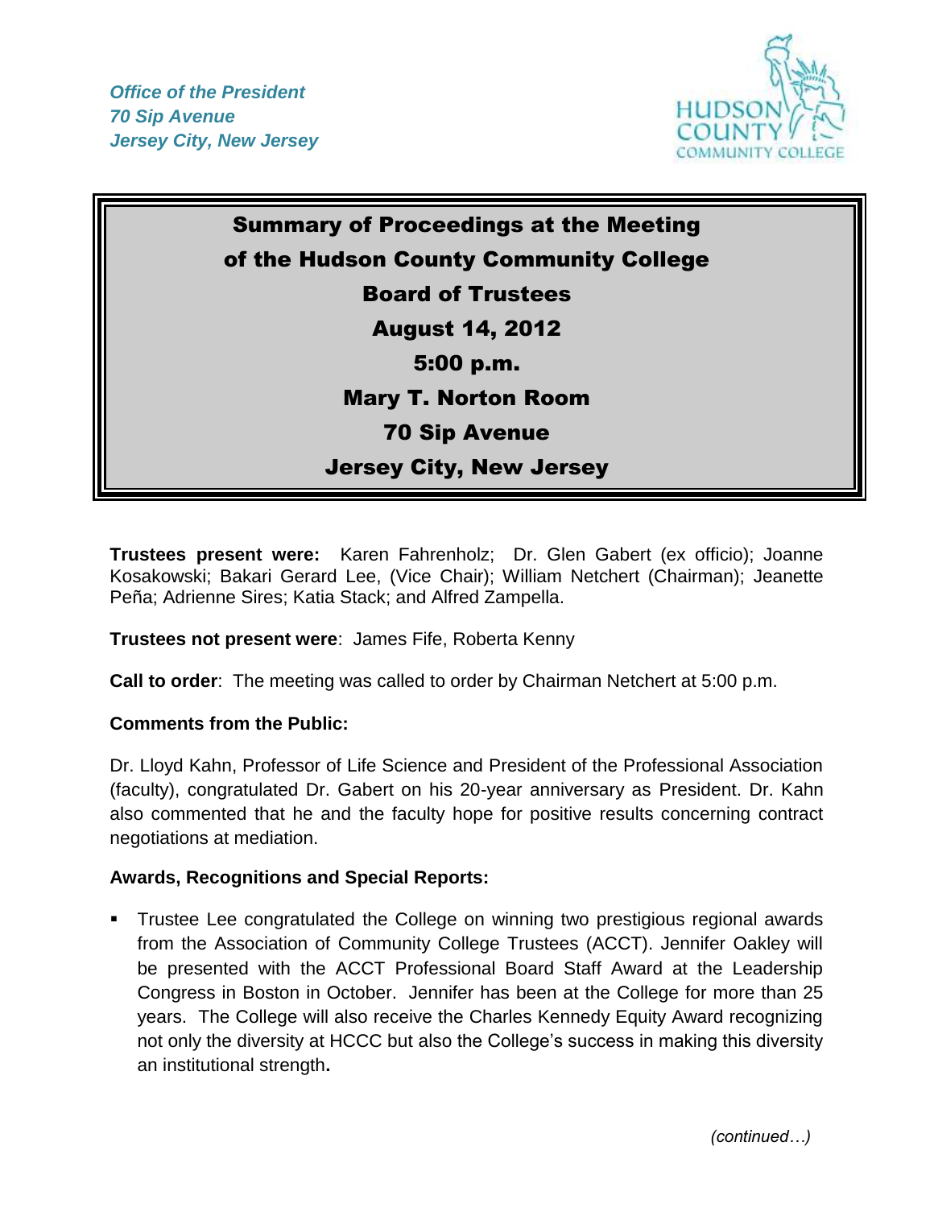*Office of the President*
*70 Sip Avenue*
*Jersey City, New Jersey*

HUDSON COUNTY COMMUNITY COLLEGE

# Summary of Proceedings at the Meeting of the Hudson County Community College Board of Trustees

**August 14, 2012**

**5:00 p.m.**

**Mary T. Norton Room**

**70 Sip Avenue**

**Jersey City, New Jersey**

**Trustees present were:** Karen Fahrenholz; Dr. Glen Gabert (ex officio); Joanne Kosakowski; Bakari Gerard Lee, (Vice Chair); William Netchert (Chairman); Jeanette Peña; Adrienne Sires; Katia Stack; and Alfred Zampella.

**Trustees not present were**: James Fife, Roberta Kenny

**Call to order**: The meeting was called to order by Chairman Netchert at 5:00 p.m.

**Comments from the Public:**

Dr. Lloyd Kahn, Professor of Life Science and President of the Professional Association (faculty), congratulated Dr. Gabert on his 20-year anniversary as President. Dr. Kahn also commented that he and the faculty hope for positive results concerning contract negotiations at mediation.

**Awards, Recognitions and Special Reports:**

- Trustee Lee congratulated the College on winning two prestigious regional awards from the Association of Community College Trustees (ACCT). Jennifer Oakley will be presented with the ACCT Professional Board Staff Award at the Leadership Congress in Boston in October. Jennifer has been at the College for more than 25 years. The College will also receive the Charles Kennedy Equity Award recognizing not only the diversity at HCCC but also the College's success in making this diversity an institutional strength**.**

*(continued…)*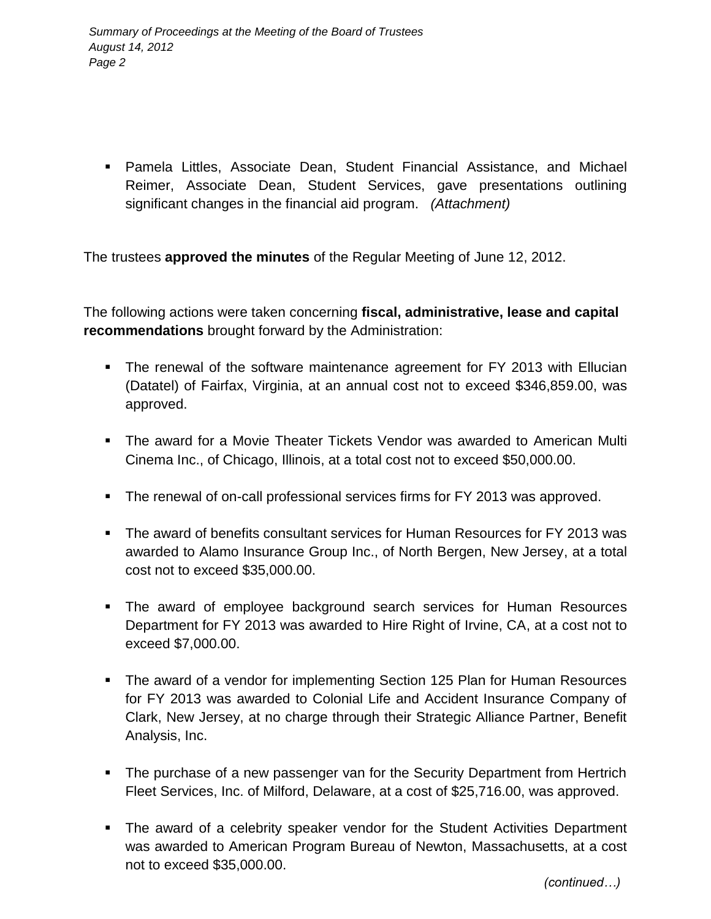- Pamela Littles, Associate Dean, Student Financial Assistance, and Michael Reimer, Associate Dean, Student Services, gave presentations outlining significant changes in the financial aid program. *(Attachment)*

The trustees **approved the minutes** of the Regular Meeting of June 12, 2012.

The following actions were taken concerning **fiscal, administrative, lease and capital recommendations** brought forward by the Administration:

- The renewal of the software maintenance agreement for FY 2013 with Ellucian (Datatel) of Fairfax, Virginia, at an annual cost not to exceed $346,859.00, was approved.

- The award for a Movie Theater Tickets Vendor was awarded to American Multi Cinema Inc., of Chicago, Illinois, at a total cost not to exceed $50,000.00.

- The renewal of on-call professional services firms for FY 2013 was approved.

- The award of benefits consultant services for Human Resources for FY 2013 was awarded to Alamo Insurance Group Inc., of North Bergen, New Jersey, at a total cost not to exceed $35,000.00.

- The award of employee background search services for Human Resources Department for FY 2013 was awarded to Hire Right of Irvine, CA, at a cost not to exceed $7,000.00.

- The award of a vendor for implementing Section 125 Plan for Human Resources for FY 2013 was awarded to Colonial Life and Accident Insurance Company of Clark, New Jersey, at no charge through their Strategic Alliance Partner, Benefit Analysis, Inc.

- The purchase of a new passenger van for the Security Department from Hertrich Fleet Services, Inc. of Milford, Delaware, at a cost of $25,716.00, was approved.

- The award of a celebrity speaker vendor for the Student Activities Department was awarded to American Program Bureau of Newton, Massachusetts, at a cost not to exceed $35,000.00.

*(continued…)*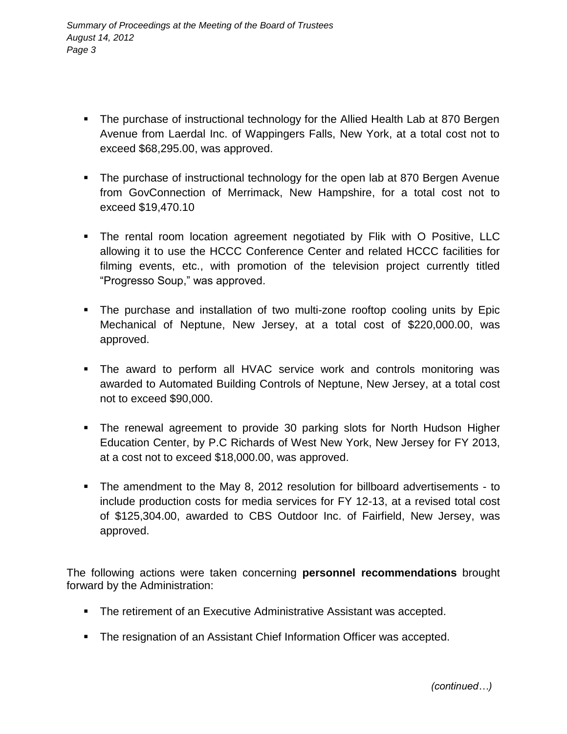- The purchase of instructional technology for the Allied Health Lab at 870 Bergen Avenue from Laerdal Inc. of Wappingers Falls, New York, at a total cost not to exceed $68,295.00, was approved.

- The purchase of instructional technology for the open lab at 870 Bergen Avenue from GovConnection of Merrimack, New Hampshire, for a total cost not to exceed $19,470.10

- The rental room location agreement negotiated by Flik with O Positive, LLC allowing it to use the HCCC Conference Center and related HCCC facilities for filming events, etc., with promotion of the television project currently titled "Progresso Soup," was approved.

- The purchase and installation of two multi-zone rooftop cooling units by Epic Mechanical of Neptune, New Jersey, at a total cost of $220,000.00, was approved.

- The award to perform all HVAC service work and controls monitoring was awarded to Automated Building Controls of Neptune, New Jersey, at a total cost not to exceed $90,000.

- The renewal agreement to provide 30 parking slots for North Hudson Higher Education Center, by P.C Richards of West New York, New Jersey for FY 2013, at a cost not to exceed $18,000.00, was approved.

- The amendment to the May 8, 2012 resolution for billboard advertisements - to include production costs for media services for FY 12-13, at a revised total cost of $125,304.00, awarded to CBS Outdoor Inc. of Fairfield, New Jersey, was approved.

The following actions were taken concerning **personnel recommendations** brought forward by the Administration:

- The retirement of an Executive Administrative Assistant was accepted.

- The resignation of an Assistant Chief Information Officer was accepted.

*(continued…)*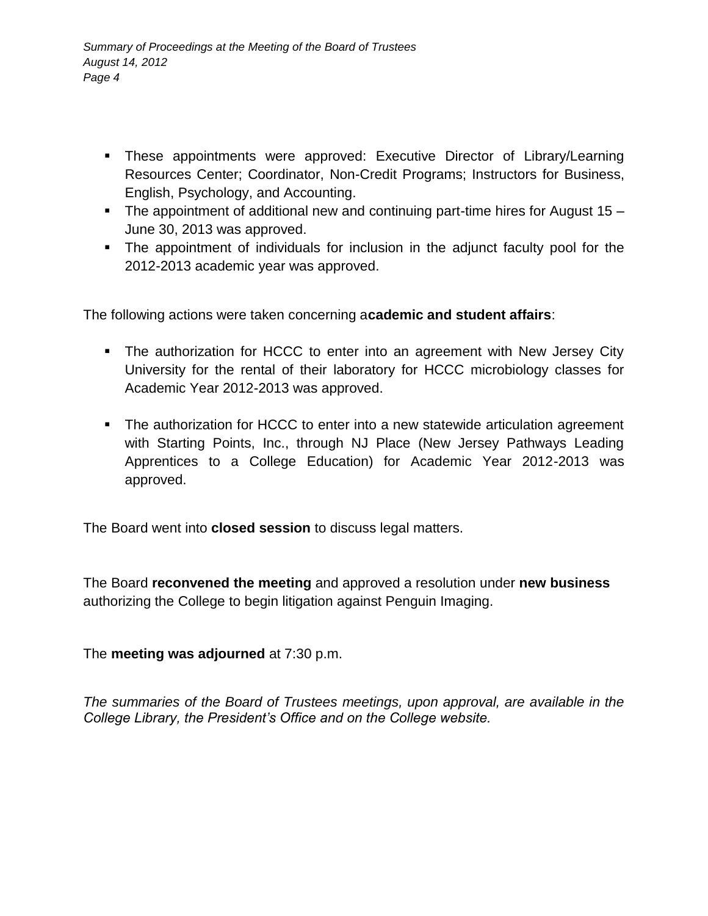- These appointments were approved: Executive Director of Library/Learning Resources Center; Coordinator, Non-Credit Programs; Instructors for Business, English, Psychology, and Accounting.
- The appointment of additional new and continuing part-time hires for August 15 – June 30, 2013 was approved.
- The appointment of individuals for inclusion in the adjunct faculty pool for the 2012-2013 academic year was approved.

The following actions were taken concerning a**cademic and student affairs**:

- The authorization for HCCC to enter into an agreement with New Jersey City University for the rental of their laboratory for HCCC microbiology classes for Academic Year 2012-2013 was approved.

- The authorization for HCCC to enter into a new statewide articulation agreement with Starting Points, Inc., through NJ Place (New Jersey Pathways Leading Apprentices to a College Education) for Academic Year 2012-2013 was approved.

The Board went into **closed session** to discuss legal matters.

The Board **reconvened the meeting** and approved a resolution under **new business** authorizing the College to begin litigation against Penguin Imaging.

The **meeting was adjourned** at 7:30 p.m.

*The summaries of the Board of Trustees meetings, upon approval, are available in the College Library, the President's Office and on the College website.*